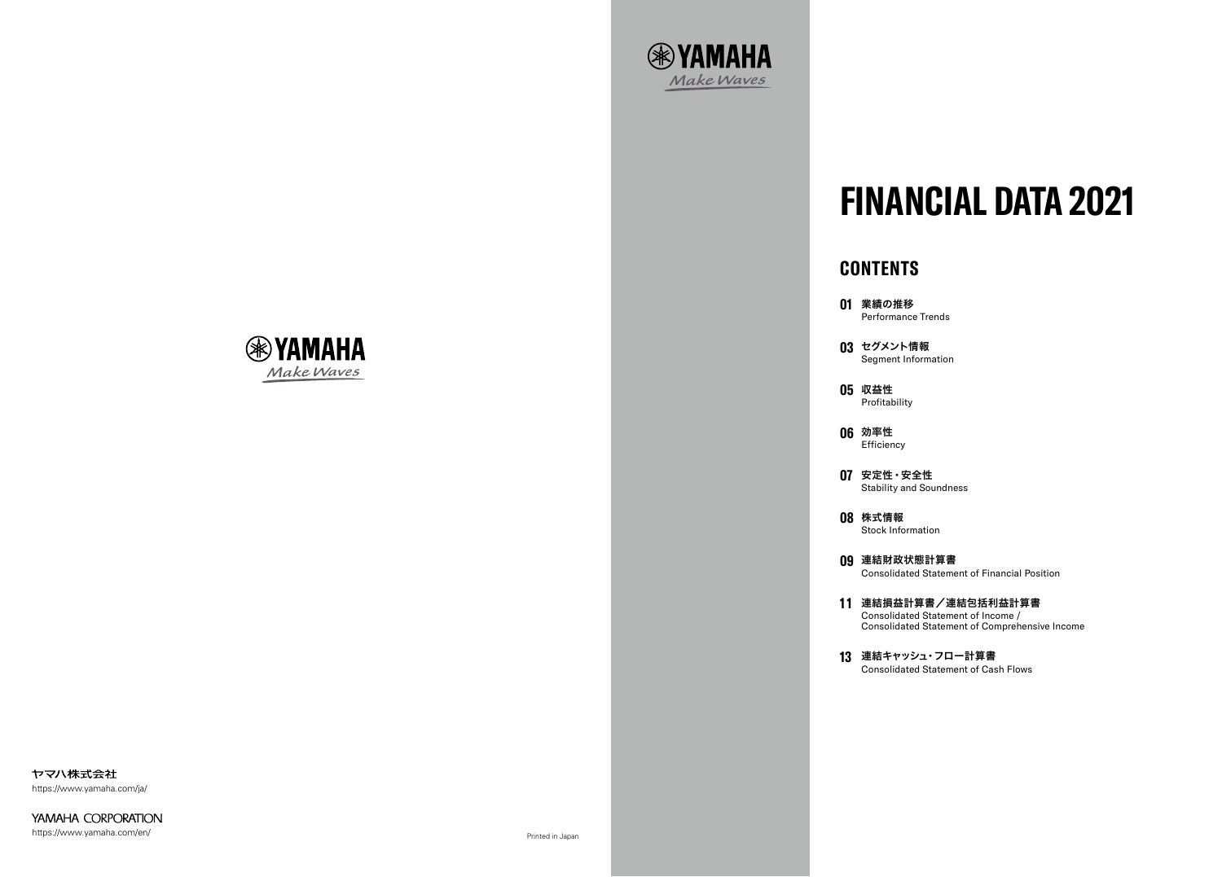YAMAHA
Make Waves

YAMAHA
Make Waves

# FINANCIAL DATA 2021

## CONTENTS

**01** 業績の推移
Performance Trends

**03** セグメント情報
Segment Information

**05** 収益性
Profitability

**06** 効率性
Efficiency

**07** 安定性・安全性
Stability and Soundness

**08** 株式情報
Stock Information

**09** 連結財政状態計算書
Consolidated Statement of Financial Position

**11** 連結損益計算書／連結包括利益計算書
Consolidated Statement of Income /
Consolidated Statement of Comprehensive Income

**13** 連結キャッシュ・フロー計算書
Consolidated Statement of Cash Flows

ヤマハ株式会社
https://www.yamaha.com/ja/

YAMAHA CORPORATION
https://www.yamaha.com/en/

Printed in Japan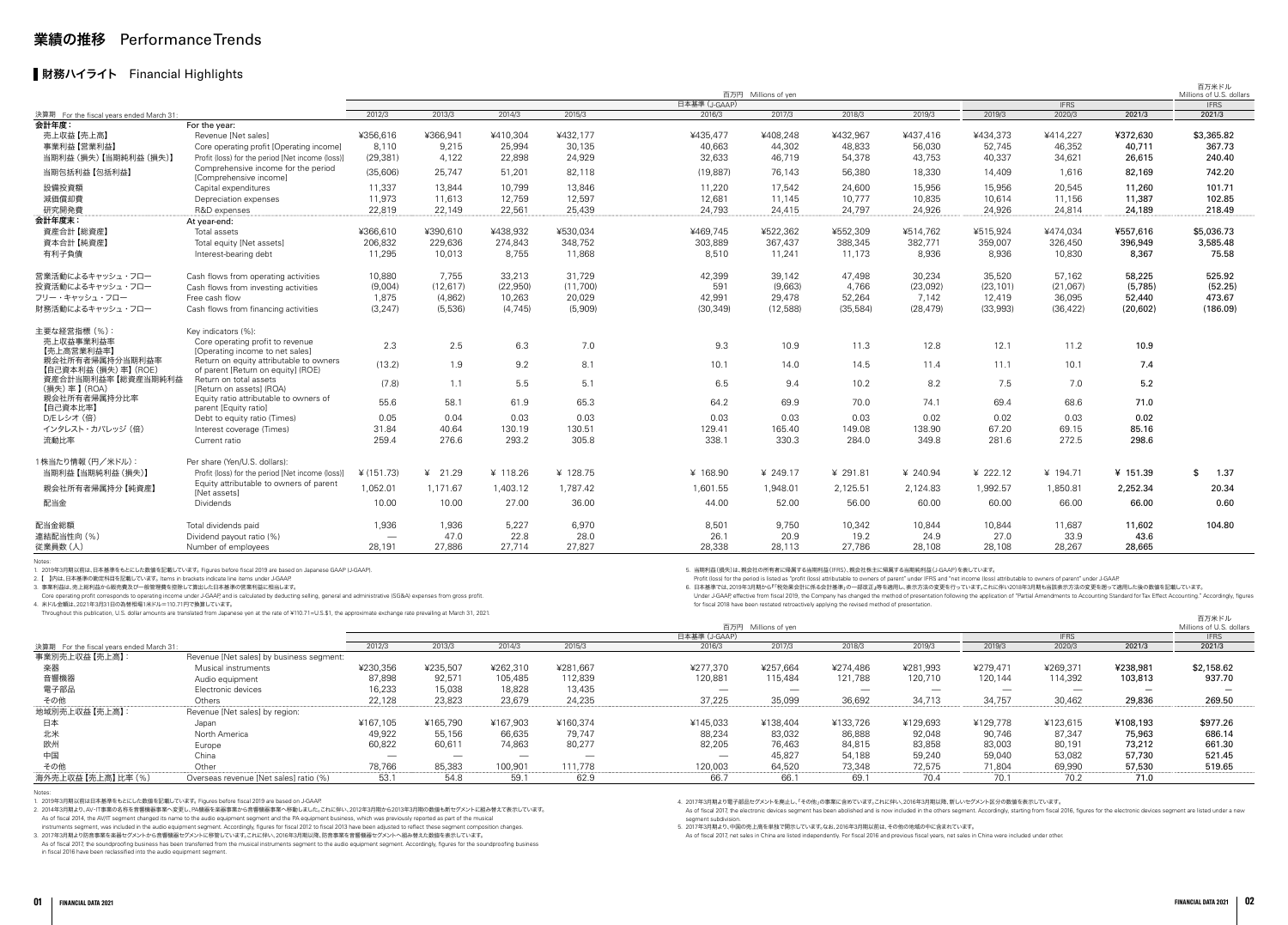# 業績の推移 Performance Trends

## 財務ハイライト Financial Highlights

| 決算期 For the fiscal years ended March 31: | | 百万円 Millions of yen | | | | | | | | | | | 百万米ドル Millions of U.S. dollars |
|---|---|---|---|---|---|---|---|---|---|---|---|---|---|
| | | 日本基準 (J-GAAP) | | | | | | | | IFRS | | | IFRS |
| | | 2012/3 | 2013/3 | 2014/3 | 2015/3 | 2016/3 | 2017/3 | 2018/3 | 2019/3 | 2019/3 | 2020/3 | 2021/3 | 2021/3 |
| **会計年度：** | **For the year:** | | | | | | | | | | | | |
| 売上収益【売上高】 | Revenue [Net sales] | ¥356,616 | ¥366,941 | ¥410,304 | ¥432,177 | ¥435,477 | ¥408,248 | ¥432,967 | ¥437,416 | ¥434,373 | ¥414,227 | ¥372,630 | $3,365.82 |
| 事業利益【営業利益】 | Core operating profit [Operating income] | 8,110 | 9,215 | 25,994 | 30,135 | 40,663 | 44,302 | 48,833 | 56,030 | 52,745 | 46,352 | 40,711 | 367.73 |
| 当期利益（損失）【当期純利益（損失）】 | Profit (loss) for the period [Net income (loss)] | (29,381) | 4,122 | 22,898 | 24,929 | 32,633 | 46,719 | 54,378 | 43,753 | 40,337 | 34,621 | 26,615 | 240.40 |
| 当期包括利益【包括利益】 | Comprehensive income for the period [Comprehensive income] | (35,606) | 25,747 | 51,201 | 82,118 | (19,887) | 76,143 | 56,380 | 18,330 | 14,409 | 1,616 | 82,169 | 742.20 |
| 設備投資額 | Capital expenditures | 11,337 | 13,844 | 10,799 | 13,846 | 11,220 | 17,542 | 24,600 | 15,956 | 15,956 | 20,545 | 11,260 | 101.71 |
| 減価償却費 | Depreciation expenses | 11,973 | 11,613 | 12,759 | 12,597 | 12,681 | 11,145 | 10,777 | 10,835 | 10,614 | 11,156 | 11,387 | 102.85 |
| 研究開発費 | R&D expenses | 22,819 | 22,149 | 22,561 | 25,439 | 24,793 | 24,415 | 24,797 | 24,926 | 24,926 | 24,814 | 24,189 | 218.49 |
| **会計年度末：** | **At year-end:** | | | | | | | | | | | | |
| 資産合計【総資産】 | Total assets | ¥366,610 | ¥390,610 | ¥438,932 | ¥530,034 | ¥469,745 | ¥522,362 | ¥552,309 | ¥514,762 | ¥515,924 | ¥474,034 | ¥557,616 | $5,036.73 |
| 資本合計【純資産】 | Total equity [Net assets] | 206,832 | 229,636 | 274,843 | 348,752 | 303,889 | 367,437 | 388,345 | 382,771 | 359,007 | 326,450 | 396,949 | 3,585.48 |
| 有利子負債 | Interest-bearing debt | 11,295 | 10,013 | 8,755 | 11,868 | 8,510 | 11,241 | 11,173 | 8,936 | 8,936 | 10,830 | 8,367 | 75.58 |
| 営業活動によるキャッシュ・フロー | Cash flows from operating activities | 10,880 | 7,755 | 33,213 | 31,729 | 42,399 | 39,142 | 47,498 | 30,234 | 35,520 | 57,162 | 58,225 | 525.92 |
| 投資活動によるキャッシュ・フロー | Cash flows from investing activities | (9,004) | (12,617) | (22,950) | (11,700) | 591 | (9,663) | 4,766 | (23,092) | (23,101) | (21,067) | (5,785) | (52.25) |
| フリー・キャッシュ・フロー | Free cash flow | 1,875 | (4,862) | 10,263 | 20,029 | 42,991 | 29,478 | 52,264 | 7,142 | 12,419 | 36,095 | 52,440 | 473.67 |
| 財務活動によるキャッシュ・フロー | Cash flows from financing activities | (3,247) | (5,536) | (4,745) | (5,909) | (30,349) | (12,588) | (35,584) | (28,479) | (33,993) | (36,422) | (20,602) | (186.09) |
| **主要な経営指標（%）：** | **Key indicators (%):** | | | | | | | | | | | | |
| 売上収益事業利益率【売上高営業利益率】 | Core operating profit to revenue [Operating income to net sales] | 2.3 | 2.5 | 6.3 | 7.0 | 9.3 | 10.9 | 11.3 | 12.8 | 12.1 | 11.2 | 10.9 | |
| 親会社所有者帰属持分当期利益率【自己資本利益（損失）率】(ROE) | Return on equity attributable to owners of parent [Return on equity] (ROE) | (13.2) | 1.9 | 9.2 | 8.1 | 10.1 | 14.0 | 14.5 | 11.4 | 11.1 | 10.1 | 7.4 | |
| 資産合計当期利益率【総資産当期純利益（損失）率】(ROA) | Return on total assets [Return on assets] (ROA) | (7.8) | 1.1 | 5.5 | 5.1 | 6.5 | 9.4 | 10.2 | 8.2 | 7.5 | 7.0 | 5.2 | |
| 親会社所有者帰属持分比率【自己資本比率】 | Equity ratio attributable to owners of parent [Equity ratio] | 55.6 | 58.1 | 61.9 | 65.3 | 64.2 | 69.9 | 70.0 | 74.1 | 69.4 | 68.6 | 71.0 | |
| D/Eレシオ（倍） | Debt to equity ratio (Times) | 0.05 | 0.04 | 0.03 | 0.03 | 0.03 | 0.03 | 0.03 | 0.02 | 0.02 | 0.03 | 0.02 | |
| インタレスト・カバレッジ（倍） | Interest coverage (Times) | 31.84 | 40.64 | 130.19 | 130.51 | 129.41 | 165.40 | 149.08 | 138.90 | 67.20 | 69.15 | 85.16 | |
| 流動比率 | Current ratio | 259.4 | 276.6 | 293.2 | 305.8 | 338.1 | 330.3 | 284.0 | 349.8 | 281.6 | 272.5 | 298.6 | |
| **1株当たり情報（円／米ドル）：** | **Per share (Yen/U.S. dollars):** | | | | | | | | | | | | |
| 当期利益【当期純利益（損失）】 | Profit (loss) for the period [Net income (loss)] | ¥ (151.73) | ¥ 21.29 | ¥ 118.26 | ¥ 128.75 | ¥ 168.90 | ¥ 249.17 | ¥ 291.81 | ¥ 240.94 | ¥ 222.12 | ¥ 194.71 | ¥ 151.39 | $ 1.37 |
| 親会社所有者帰属持分【純資産】 | Equity attributable to owners of parent [Net assets] | 1,052.01 | 1,171.67 | 1,403.12 | 1,787.42 | 1,601.55 | 1,948.01 | 2,125.51 | 2,124.83 | 1,992.57 | 1,850.81 | 2,252.34 | 20.34 |
| 配当金 | Dividends | 10.00 | 10.00 | 27.00 | 36.00 | 44.00 | 52.00 | 56.00 | 60.00 | 60.00 | 66.00 | 66.00 | 0.60 |
| 配当金総額 | Total dividends paid | 1,936 | 1,936 | 5,227 | 6,970 | 8,501 | 9,750 | 10,342 | 10,844 | 10,844 | 11,687 | 11,602 | 104.80 |
| 連結配当性向（%） | Dividend payout ratio (%) | — | 47.0 | 22.8 | 28.0 | 26.1 | 20.9 | 19.2 | 24.9 | 27.0 | 33.9 | 43.6 | |
| 従業員数（人） | Number of employees | 28,191 | 27,886 | 27,714 | 27,827 | 28,338 | 28,113 | 27,786 | 28,108 | 28,108 | 28,267 | 28,665 | |

Notes:

1. 2019年3月期以前は、日本基準をもとにした数値を記載しています。Figures before fiscal 2019 are based on Japanese GAAP (J-GAAP).
2. 【 】内は、日本基準の勘定科目を記載しています。Items in brackets indicate line items under J-GAAP.
3. 事業利益は、売上収益から販売費及び一般管理費を控除して算出した日本基準の営業利益に相当します。
   Core operating profit corresponds to operating income under J-GAAP, and is calculated by deducting selling, general and administrative (SG&A) expenses from gross profit.
4. 米ドル金額は、2021年3月31日の為替相場1米ドル=110.71円で換算しています。
   Throughout this publication, U.S. dollar amounts are translated from Japanese yen at the rate of ¥110.71=U.S.$1, the approximate exchange rate prevailing at March 31, 2021.
5. 当期利益(損失)は、親会社の所有者に帰属する当期利益(IFRS)、親会社株主に帰属する当期純利益(J-GAAP)を表しています。
   Profit (loss) for the period is listed as "profit (loss) attributable to owners of parent" under IFRS and "net income (loss) attributable to owners of parent" under J-GAAP.
6. 日本基準下では、2019年3月期から「『税効果会計に係る会計基準』の一部改正」等を適用し、表示方法の変更を行っています。これに伴い2018年3月期も当該表示方法の変更を遡って適用した後の数値を記載しています。
   Under J-GAAP, effective from fiscal 2019, the Company has changed the method of presentation following the application of "Partial Amendments to Accounting Standard for Tax Effect Accounting." Accordingly, figures for fiscal 2018 have been restated retroactively applying the revised method of presentation.

| 決算期 For the fiscal years ended March 31: | | 百万円 Millions of yen | | | | | | | | | | | 百万米ドル Millions of U.S. dollars |
|---|---|---|---|---|---|---|---|---|---|---|---|---|---|
| | | 日本基準 (J-GAAP) | | | | | | | | IFRS | | | IFRS |
| | | 2012/3 | 2013/3 | 2014/3 | 2015/3 | 2016/3 | 2017/3 | 2018/3 | 2019/3 | 2019/3 | 2020/3 | 2021/3 | 2021/3 |
| **事業別売上収益【売上高】：** | **Revenue [Net sales] by business segment:** | | | | | | | | | | | | |
| 楽器 | Musical instruments | ¥230,356 | ¥235,507 | ¥262,310 | ¥281,667 | ¥277,370 | ¥257,664 | ¥274,486 | ¥281,993 | ¥279,471 | ¥269,371 | ¥238,981 | $2,158.62 |
| 音響機器 | Audio equipment | 87,898 | 92,571 | 105,485 | 112,839 | 120,881 | 115,484 | 121,788 | 120,710 | 120,144 | 114,392 | 103,813 | 937.70 |
| 電子部品 | Electronic devices | 16,233 | 15,038 | 18,828 | 13,435 | — | — | — | — | — | — | — | — |
| その他 | Others | 22,128 | 23,823 | 23,679 | 24,235 | 37,225 | 35,099 | 36,692 | 34,713 | 34,757 | 30,462 | 29,836 | 269.50 |
| **地域別売上収益【売上高】：** | **Revenue [Net sales] by region:** | | | | | | | | | | | | |
| 日本 | Japan | ¥167,105 | ¥165,790 | ¥167,903 | ¥160,374 | ¥145,033 | ¥138,404 | ¥133,726 | ¥129,693 | ¥129,778 | ¥123,615 | ¥108,193 | $977.26 |
| 北米 | North America | 49,922 | 55,156 | 66,635 | 79,747 | 88,234 | 83,032 | 86,888 | 92,048 | 90,746 | 87,347 | 75,963 | 686.14 |
| 欧州 | Europe | 60,822 | 60,611 | 74,863 | 80,277 | 82,205 | 76,463 | 84,815 | 83,858 | 83,003 | 80,191 | 73,212 | 661.30 |
| 中国 | China | — | — | — | — | — | 45,827 | 54,188 | 59,240 | 59,040 | 53,082 | 57,730 | 521.45 |
| その他 | Other | 78,766 | 85,383 | 100,901 | 111,778 | 120,003 | 64,520 | 73,348 | 72,575 | 71,804 | 69,990 | 57,530 | 519.65 |
| 海外売上収益【売上高】比率（%） | Overseas revenue [Net sales] ratio (%) | 53.1 | 54.8 | 59.1 | 62.9 | 66.7 | 66.1 | 69.1 | 70.4 | 70.1 | 70.2 | 71.0 | |

Notes:

1. 2019年3月期以前は日本基準をもとにした数値を記載しています。Figures before fiscal 2019 are based on J-GAAP.
2. 2014年3月期より、AV・IT事業の名称を音響機器事業へ変更し、PA機器を楽器事業から音響機器事業へ移動しました。これに伴い、2012年3月期から2013年3月期の数値も新セグメントに組み替えて表示しています。
   As of fiscal 2014, the AV/IT segment changed its name to the audio equipment segment and the PA equipment business, which was previously reported as part of the musical instruments segment, was included in the audio equipment segment. Accordingly, figures for fiscal 2012 to fiscal 2013 have been adjusted to reflect these segment composition changes.
3. 2017年3月期より防音事業を楽器セグメントから音響機器セグメントに移管しています。これに伴い、2016年3月期以降、防音事業を音響機器セグメントへ組み替えた数値を表示しています。
   As of fiscal 2017, the soundproofing business has been transferred from the musical instruments segment to the audio equipment segment. Accordingly, figures for the soundproofing business in fiscal 2016 have been reclassified into the audio equipment segment.
4. 2017年3月期より電子部品セグメントを廃止し、「その他」の事業に含めています。これに伴い、2016年3月期以前、新しいセグメント区分の数値を表示しています。
   As of fiscal 2017, the electronic devices segment has been abolished and is now included in the others segment. Accordingly, starting from fiscal 2016, figures for the electronic devices segment are listed under a new segment subdivision.
5. 2017年3月期より、中国の売上高を単独で開示しています。なお、2016年3月期以前は、その他の地域の中に含まれています。
   As of fiscal 2017, net sales in China are listed independently. For fiscal 2016 and previous fiscal years, net sales in China were included under other.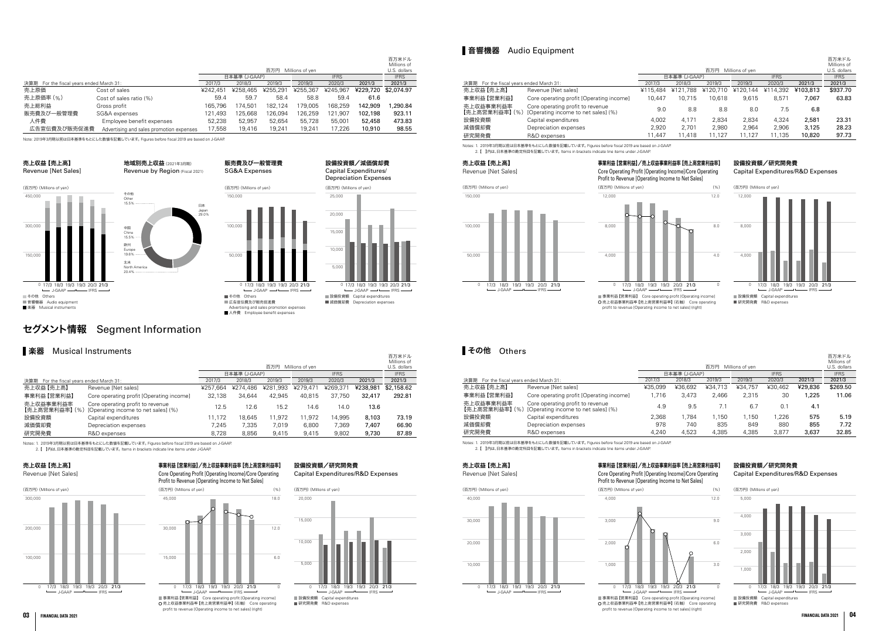| | | 百万円 Millions of yen | | | | | | 百万米ドル Millions of U.S. dollars |
|---|---|---|---|---|---|---|---|---|
| | | 日本基準 (J-GAAP) | | | IFRS | | | IFRS |
| 決算期 For the fiscal years ended March 31: | | 2017/3 | 2018/3 | 2019/3 | 2019/3 | 2020/3 | 2021/3 | 2021/3 |
| 売上原価 | Cost of sales | ¥242,451 | ¥258,465 | ¥255,291 | ¥255,367 | ¥245,967 | ¥229,720 | $2,074.97 |
| 売上原価率（%） | Cost of sales ratio (%) | 59.4 | 59.7 | 58.4 | 58.8 | 59.4 | 61.6 | |
| 売上総利益 | Gross profit | 165,796 | 174,501 | 182,124 | 179,005 | 168,259 | 142,909 | 1,290.84 |
| 販売費及び一般管理費 | SG&A expenses | 121,493 | 125,668 | 126,094 | 126,259 | 121,907 | 102,198 | 923.11 |
| 人件費 | Employee benefit expenses | 52,238 | 52,957 | 52,654 | 55,728 | 55,001 | 52,458 | 473.83 |
| 広告宣伝費及び販売促進費 | Advertising and sales promotion expenses | 17,558 | 19,416 | 19,241 | 19,241 | 17,226 | 10,910 | 98.55 |

Note: 2019年3月期以前は日本基準をもとにした数値を記載しています。Figures before fiscal 2019 are based on J-GAAP.

**売上収益【売上高】 Revenue [Net Sales]**

(百万円) (Millions of yen)

■ その他 Others ■ 音響機器 Audio equipment ■ 楽器 Musical instruments

**地域別売上収益 (2021年3月期) Revenue by Region (Fiscal 2021)**

日本 Japan 29.0% / 北米 North America 20.4% / 欧州 Europe 19.6% / 中国 China 15.5% / その他 Other 15.5%

**販売費及び一般管理費 SG&A Expenses**

(百万円) (Millions of yen)

■ その他 Others ■ 広告宣伝費及び販売促進費 Advertising and sales promotion expenses ■ 人件費 Employee benefit expenses

**設備投資額／減価償却費 Capital Expenditures/Depreciation Expenses**

(百万円) (Millions of yen)

■ 設備投資額 Capital expenditures ■ 減価償却費 Depreciation expenses

# セグメント情報 Segment Information

## 楽器 Musical Instruments

| | | 百万円 Millions of yen | | | | | | 百万米ドル Millions of U.S. dollars |
|---|---|---|---|---|---|---|---|---|
| | | 日本基準 (J-GAAP) | | | IFRS | | | IFRS |
| 決算期 For the fiscal years ended March 31: | | 2017/3 | 2018/3 | 2019/3 | 2019/3 | 2020/3 | 2021/3 | 2021/3 |
| 売上収益【売上高】 | Revenue [Net sales] | ¥257,664 | ¥274,486 | ¥281,993 | ¥279,471 | ¥269,371 | ¥238,981 | $2,158.62 |
| 事業利益【営業利益】 | Core operating profit [Operating income] | 32,138 | 34,644 | 42,945 | 40,815 | 37,750 | 32,417 | 292.81 |
| 売上収益事業利益率【売上高営業利益率】(%) | Core operating profit to revenue [Operating income to net sales] (%) | 12.5 | 12.6 | 15.2 | 14.6 | 14.0 | 13.6 | |
| 設備投資額 | Capital expenditures | 11,172 | 18,645 | 11,972 | 11,972 | 14,995 | 8,103 | 73.19 |
| 減価償却費 | Depreciation expenses | 7,245 | 7,335 | 7,019 | 6,800 | 7,369 | 7,407 | 66.90 |
| 研究開発費 | R&D expenses | 8,728 | 8,856 | 9,415 | 9,415 | 9,802 | 9,730 | 87.89 |

Notes: 1. 2019年3月期以前は日本基準をもとにした数値を記載しています。Figures before fiscal 2019 are based on J-GAAP.
2. 【 】内は、日本基準の勘定科目を記載しています。Items in brackets indicate line items under J-GAAP.

**売上収益【売上高】 Revenue [Net Sales]**

**事業利益【営業利益】/売上収益事業利益率【売上高営業利益率】 Core Operating Profit [Operating Income]/Core Operating Profit to Revenue [Operating Income to Net Sales]**

■ 事業利益【営業利益】 Core operating profit [Operating income]
○ 売上収益事業利益率【売上高営業利益率】(右軸) Core operating profit to revenue [Operating income to net sales] (right)

**設備投資額／研究開発費 Capital Expenditures/R&D Expenses**

■ 設備投資額 Capital expenditures ■ 研究開発費 R&D expenses

## 音響機器 Audio Equipment

| | | 百万円 Millions of yen | | | | | | 百万米ドル Millions of U.S. dollars |
|---|---|---|---|---|---|---|---|---|
| | | 日本基準 (J-GAAP) | | | IFRS | | | IFRS |
| 決算期 For the fiscal years ended March 31: | | 2017/3 | 2018/3 | 2019/3 | 2019/3 | 2020/3 | 2021/3 | 2021/3 |
| 売上収益【売上高】 | Revenue [Net sales] | ¥115,484 | ¥121,788 | ¥120,710 | ¥120,144 | ¥114,392 | ¥103,813 | $937.70 |
| 事業利益【営業利益】 | Core operating profit [Operating income] | 10,447 | 10,715 | 10,618 | 9,615 | 8,571 | 7,067 | 63.83 |
| 売上収益事業利益率【売上高営業利益率】(%) | Core operating profit to revenue [Operating income to net sales] (%) | 9.0 | 8.8 | 8.8 | 8.0 | 7.5 | 6.8 | |
| 設備投資額 | Capital expenditures | 4,002 | 4,171 | 2,834 | 2,834 | 4,324 | 2,581 | 23.31 |
| 減価償却費 | Depreciation expenses | 2,920 | 2,701 | 2,980 | 2,964 | 2,906 | 3,125 | 28.23 |
| 研究開発費 | R&D expenses | 11,447 | 11,418 | 11,127 | 11,127 | 11,135 | 10,820 | 97.73 |

Notes: 1. 2019年3月期以前は日本基準をもとにした数値を記載しています。Figures before fiscal 2019 are based on J-GAAP.
2. 【 】内は、日本基準の勘定科目を記載しています。Items in brackets indicate line items under J-GAAP.

**売上収益【売上高】 Revenue [Net Sales]**

**事業利益【営業利益】/売上収益事業利益率【売上高営業利益率】 Core Operating Profit [Operating Income]/Core Operating Profit to Revenue [Operating Income to Net Sales]**

■ 事業利益【営業利益】 Core operating profit [Operating income]
○ 売上収益事業利益率【売上高営業利益率】(右軸) Core operating profit to revenue [Operating income to net sales] (right)

**設備投資額／研究開発費 Capital Expenditures/R&D Expenses**

■ 設備投資額 Capital expenditures ■ 研究開発費 R&D expenses

## その他 Others

| | | 百万円 Millions of yen | | | | | | 百万米ドル Millions of U.S. dollars |
|---|---|---|---|---|---|---|---|---|
| | | 日本基準 (J-GAAP) | | | IFRS | | | IFRS |
| 決算期 For the fiscal years ended March 31: | | 2017/3 | 2018/3 | 2019/3 | 2019/3 | 2020/3 | 2021/3 | 2021/3 |
| 売上収益【売上高】 | Revenue [Net sales] | ¥35,099 | ¥36,692 | ¥34,713 | ¥34,757 | ¥30,462 | ¥29,836 | $269.50 |
| 事業利益【営業利益】 | Core operating profit [Operating income] | 1,716 | 3,473 | 2,466 | 2,315 | 30 | 1,225 | 11.06 |
| 売上収益事業利益率【売上高営業利益率】(%) | Core operating profit to revenue [Operating income to net sales] (%) | 4.9 | 9.5 | 7.1 | 6.7 | 0.1 | 4.1 | |
| 設備投資額 | Capital expenditures | 2,368 | 1,784 | 1,150 | 1,150 | 1,226 | 575 | 5.19 |
| 減価償却費 | Depreciation expenses | 978 | 740 | 835 | 849 | 880 | 855 | 7.72 |
| 研究開発費 | R&D expenses | 4,240 | 4,523 | 4,385 | 4,385 | 3,877 | 3,637 | 32.85 |

Notes: 1. 2019年3月期以前は日本基準をもとにした数値を記載しています。Figures before fiscal 2019 are based on J-GAAP.
2. 【 】内は、日本基準の勘定科目を記載しています。Items in brackets indicate line items under J-GAAP.

**売上収益【売上高】 Revenue [Net Sales]**

**事業利益【営業利益】/売上収益事業利益率【売上高営業利益率】 Core Operating Profit [Operating Income]/Core Operating Profit to Revenue [Operating Income to Net Sales]**

■ 事業利益【営業利益】 Core operating profit [Operating income]
○ 売上収益事業利益率【売上高営業利益率】(右軸) Core operating profit to revenue [Operating income to net sales] (right)

**設備投資額／研究開発費 Capital Expenditures/R&D Expenses**

■ 設備投資額 Capital expenditures ■ 研究開発費 R&D expenses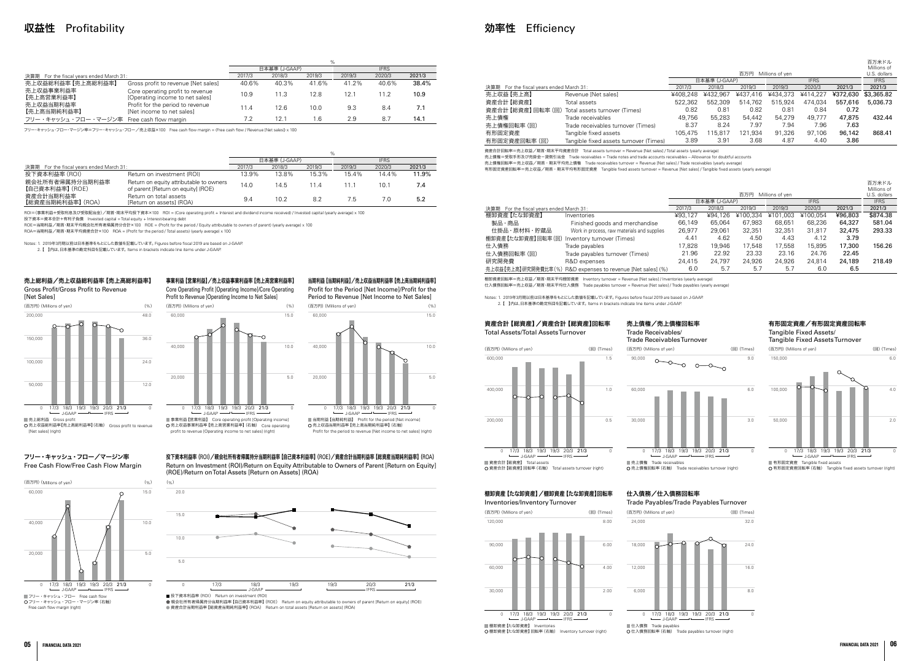# 収益性 Profitability

| 決算期 For the fiscal years ended March 31: | | 日本基準 (J-GAAP) | | | IFRS | | |
|---|---|---|---|---|---|---|---|
| | | 2017/3 | 2018/3 | 2019/3 | 2019/3 | 2020/3 | 2021/3 |
| 売上収益総利益率【売上高総利益率】 | Gross profit to revenue [Net sales] | 40.6% | 40.3% | 41.6% | 41.2% | 40.6% | 38.4% |
| 売上収益事業利益率【売上高営業利益率】 | Core operating profit to revenue [Operating income to net sales] | 10.9 | 11.3 | 12.8 | 12.1 | 11.2 | 10.9 |
| 売上収益当期利益率【売上高当期純利益率】 | Profit for the period to revenue [Net income to net sales] | 11.4 | 12.6 | 10.0 | 9.3 | 8.4 | 7.1 |
| フリー・キャッシュ・フロー・マージン率 | Free cash flow margin | 7.2 | 12.1 | 1.6 | 2.9 | 8.7 | 14.1 |

フリー・キャッシュ・フロー・マージン率＝フリー・キャッシュ・フロー／売上収益×100 Free cash flow margin = (Free cash flow / Revenue [Net sales]) x 100

| 決算期 For the fiscal years ended March 31: | | 日本基準 (J-GAAP) | | | IFRS | | |
|---|---|---|---|---|---|---|---|
| | | 2017/3 | 2018/3 | 2019/3 | 2019/3 | 2020/3 | 2021/3 |
| 投下資本利益率 (ROI) | Return on investment (ROI) | 13.9% | 13.8% | 15.3% | 15.4% | 14.4% | 11.9% |
| 親会社所有者帰属持分当期利益率【自己資本利益率】(ROE) | Return on equity attributable to owners of parent [Return on equity] (ROE) | 14.0 | 14.5 | 11.4 | 11.1 | 10.1 | 7.4 |
| 資産合計当期利益率【総資産当期純利益率】(ROA) | Return on total assets [Return on assets] (ROA) | 9.4 | 10.2 | 8.2 | 7.5 | 7.0 | 5.2 |

ROI＝(事業利益＋受取利息及び受取配当金)／期首・期末平均投下資本×100 ROI = (Core operating profit + Interest and dividend income received) / Invested capital (yearly average) x 100
投下資本＝資本合計＋有利子負債 Invested capital = Total equity + Interest-bearing debt
ROE＝当期利益／期首・期末平均親会社所有者帰属持分合計×100 ROE = (Profit for the period / Equity attributable to owners of parent) (yearly average) x 100
ROA＝当期利益／期首・期末平均資産合計×100 ROA = (Profit for the period / Total assets) (yearly average) x 100

Notes: 1. 2019年3月期以前は日本基準をもとにした数値を記載しています。Figures before fiscal 2019 are based on J-GAAP.
2. 【 】内は、日本基準の勘定科目を記載しています。Items in brackets indicate line items under J-GAAP.

### 売上総利益／売上収益総利益率【売上高総利益率】
Gross Profit/Gross Profit to Revenue [Net Sales]

■ 売上総利益 Gross profit
○ 売上収益総利益率【売上高総利益率】(右軸) Gross profit to revenue [Net sales] (right)

### 事業利益【営業利益】／売上収益事業利益率【売上高営業利益率】
Core Operating Profit [Operating Income]/Core Operating Profit to Revenue [Operating Income to Net Sales]

■ 事業利益【営業利益】 Core operating profit [Operating income]
○ 売上収益事業利益率【売上高営業利益率】(右軸) Core operating profit to revenue [Operating income to net sales] (right)

### 当期利益【当期純利益】／売上収益当期利益率【売上高当期純利益率】
Profit for the Period [Net Income]/Profit for the Period to Revenue [Net Income to Net Sales]

■ 当期利益【当期純利益】 Profit for the period [Net income]
○ 売上収益当期利益率【売上高当期純利益率】(右軸) Profit for the period to revenue [Net income to net sales] (right)

### フリー・キャッシュ・フロー／マージン率
Free Cash Flow/Free Cash Flow Margin

■ フリー・キャッシュ・フロー Free cash flow
○ フリー・キャッシュ・フロー・マージン率 (右軸) Free cash flow margin (right)

### 投下資本利益率 (ROI)／親会社所有者帰属持分当期利益率【自己資本利益率】(ROE)／資産合計当期利益率【総資産当期純利益率】(ROA)
Return on Investment (ROI)/Return on Equity Attributable to Owners of Parent [Return on Equity] (ROE)/Return on Total Assets [Return on Assets] (ROA)

■ 投下資本利益率 (ROI) Return on investment (ROI)
● 親会社所有者帰属持分当期利益率【自己資本利益率】(ROE) Return on equity attributable to owners of parent [Return on equity] (ROE)
● 資産合計当期利益率【総資産当期純利益率】(ROA) Return on total assets [Return on assets] (ROA)

# 効率性 Efficiency

| 決算期 For the fiscal years ended March 31: | | 百万円 Millions of yen | | | | | | 百万米ドル Millions of U.S. dollars |
|---|---|---|---|---|---|---|---|---|
| | | 日本基準 (J-GAAP) | | | IFRS | | | IFRS |
| | | 2017/3 | 2018/3 | 2019/3 | 2019/3 | 2020/3 | 2021/3 | 2021/3 |
| 売上収益【売上高】 | Revenue [Net sales] | ¥408,248 | ¥432,967 | ¥437,416 | ¥434,373 | ¥414,227 | ¥372,630 | $3,365.82 |
| 資産合計【総資産】 | Total assets | 522,362 | 552,309 | 514,762 | 515,924 | 474,034 | 557,616 | 5,036.73 |
| 資産合計【総資産】回転率 (回) | Total assets turnover (Times) | 0.82 | 0.81 | 0.82 | 0.81 | 0.84 | 0.72 | |
| 売上債権 | Trade receivables | 49,756 | 55,283 | 54,442 | 54,279 | 49,777 | 47,875 | 432.44 |
| 売上債権回転率 (回) | Trade receivables turnover (Times) | 8.37 | 8.24 | 7.97 | 7.94 | 7.96 | 7.63 | |
| 有形固定資産 | Tangible fixed assets | 105,475 | 115,817 | 121,934 | 91,326 | 97,106 | 96,142 | 868.41 |
| 有形固定資産回転率 (回) | Tangible fixed assets turnover (Times) | 3.89 | 3.91 | 3.68 | 4.87 | 4.40 | 3.86 | |

資産合計回転率＝売上収益／期首・期末平均資産合計 Total assets turnover = Revenue [Net sales] / Total assets (yearly average)
売上債権＝受取手形及び売掛金－貸倒引当金 Trade receivables = Trade notes and trade accounts receivables – Allowance for doubtful accounts
売上債権回転率＝売上収益／期首・期末平均売上債権 Trade receivables turnover = Revenue [Net sales] / Trade receivables (yearly average)
有形固定資産回転率＝売上収益／期首・期末平均有形固定資産 Tangible fixed assets turnover = Revenue [Net sales] / Tangible fixed assets (yearly average)

| 決算期 For the fiscal years ended March 31: | | 百万円 Millions of yen | | | | | | 百万米ドル Millions of U.S. dollars |
|---|---|---|---|---|---|---|---|---|
| | | 日本基準 (J-GAAP) | | | IFRS | | | IFRS |
| | | 2017/3 | 2018/3 | 2019/3 | 2019/3 | 2020/3 | 2021/3 | 2021/3 |
| 棚卸資産【たな卸資産】 | Inventories | ¥93,127 | ¥94,126 | ¥100,334 | ¥101,003 | ¥100,054 | ¥96,803 | $874.38 |
| 製品・商品 | Finished goods and merchandise | 66,149 | 65,064 | 67,983 | 68,651 | 68,236 | 64,327 | 581.04 |
| 仕掛品・原材料・貯蔵品 | Work in process, raw materials and supplies | 26,977 | 29,061 | 32,351 | 32,351 | 31,817 | 32,475 | 293.33 |
| 棚卸資産【たな卸資産】回転率 (回) | Inventory turnover (Times) | 4.41 | 4.62 | 4.50 | 4.43 | 4.12 | 3.79 | |
| 仕入債務 | Trade payables | 17,828 | 19,946 | 17,548 | 17,558 | 15,895 | 17,300 | 156.26 |
| 仕入債務回転率 (回) | Trade payables turnover (Times) | 21.96 | 22.92 | 23.33 | 23.16 | 24.76 | 22.45 | |
| 研究開発費 | R&D expenses | 24,415 | 24,797 | 24,926 | 24,926 | 24,814 | 24,189 | 218.49 |
| 売上収益【売上高】研究開発費比率 (%) | R&D expenses to revenue [Net sales] (%) | 6.0 | 5.7 | 5.7 | 5.7 | 6.0 | 6.5 | |

棚卸資産回転率＝売上収益／期首・期末平均棚卸資産 Inventory turnover = Revenue [Net sales] / Inventories (yearly average)
仕入債務回転率＝売上収益／期首・期末平均仕入債務 Trade payables turnover = Revenue [Net sales] / Trade payables (yearly average)

Notes: 1. 2019年3月期以前は日本基準をもとにした数値を記載しています。Figures before fiscal 2019 are based on J-GAAP.
2. 【 】内は、日本基準の勘定科目を記載しています。Items in brackets indicate line items under J-GAAP.

### 資産合計【総資産】／資産合計【総資産】回転率
Total Assets/Total Assets Turnover

■ 資産合計【総資産】 Total assets
○ 資産合計【総資産】回転率 (右軸) Total assets turnover (right)

### 売上債権／売上債権回転率
Trade Receivables/Trade Receivables Turnover

■ 売上債権 Trade receivables
○ 売上債権回転率 (右軸) Trade receivables turnover (right)

### 有形固定資産／有形固定資産回転率
Tangible Fixed Assets/Tangible Fixed Assets Turnover

■ 有形固定資産 Tangible fixed assets
○ 有形固定資産回転率 (右軸) Tangible fixed assets turnover (right)

### 棚卸資産【たな卸資産】／棚卸資産【たな卸資産】回転率
Inventories/Inventory Turnover

■ 棚卸資産【たな卸資産】 Inventories
○ 棚卸資産【たな卸資産】回転率 (右軸) Inventory turnover (right)

### 仕入債務／仕入債務回転率
Trade Payables/Trade Payables Turnover

■ 仕入債務 Trade payables
○ 仕入債務回転率 (右軸) Trade payables turnover (right)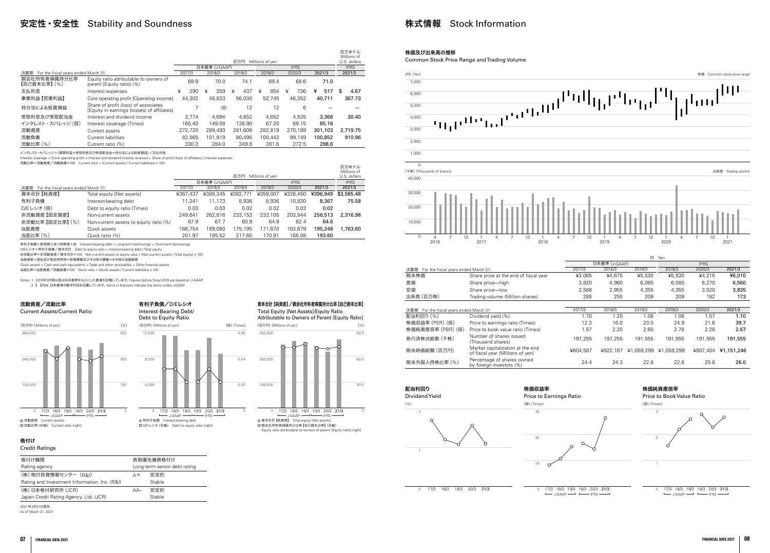# 安定性・安全性　Stability and Soundness

| 決算期　For the fiscal years ended March 31: | | 百万円　Millions of yen 日本基準 (J-GAAP) 2017/3 | 2018/3 | 2019/3 | IFRS 2019/3 | 2020/3 | 2021/3 | 百万米ドル Millions of U.S. dollars IFRS 2021/3 |
|---|---|---|---|---|---|---|---|---|
| 親会社所有者帰属持分比率【自己資本比率】(%) | Equity ratio attributable to owners of parent [Equity ratio] (%) | 69.9 | 70.0 | 74.1 | 69.4 | 68.6 | 71.0 | |
| 支払利息 | Interest expenses | ¥ 290 | ¥ 359 | ¥ 437 | ¥ 854 | ¥ 736 | ¥ 517 | $ 4.67 |
| 事業利益【営業利益】 | Core operating profit [Operating income] | 44,302 | 48,833 | 56,030 | 52,745 | 46,352 | 40,711 | 367.73 |
| 持分法による投資損益 | Share of profit (loss) of associates [Equity in earnings (losses) of affiliates] | 7 | (8) | 12 | 12 | 6 | — | — |
| 受取利息及び受取配当金 | Interest and dividend income | 3,774 | 4,694 | 4,652 | 4,652 | 4,535 | 3,366 | 30.40 |
| インタレスト・カバレッジ (倍) | Interest coverage (Times) | 165.40 | 149.08 | 138.90 | 67.20 | 69.15 | 85.16 | |
| 流動資産 | Current assets | 272,720 | 289,493 | 281,608 | 282,819 | 270,189 | 301,103 | 2,719.75 |
| 流動負債 | Current liabilities | 82,565 | 101,919 | 80,495 | 100,443 | 99,149 | 100,852 | 910.96 |
| 流動比率 (%) | Current ratio (%) | 330.3 | 284.0 | 349.8 | 281.6 | 272.5 | 298.6 | |

インタレスト・カバレッジ=(事業利益+受取利息及び受取配当金+持分法による投資損益)／支払利息
Interest coverage = (Core operating profit + Interest and dividend income received + Share of profit (loss) of affiliates) / Interest expenses
流動比率=流動資産／流動負債×100　Current ratio = (Current assets / Current liabilities) x 100

| 決算期　For the fiscal years ended March 31: | | 百万円　Millions of yen 日本基準 (J-GAAP) 2017/3 | 2018/3 | 2019/3 | IFRS 2019/3 | 2020/3 | 2021/3 | 百万米ドル Millions of U.S. dollars IFRS 2021/3 |
|---|---|---|---|---|---|---|---|---|
| 資本合計【純資産】 | Total equity [Net assets] | ¥367,437 | ¥388,345 | ¥382,771 | ¥359,007 | ¥326,450 | ¥396,949 | $3,585.48 |
| 有利子負債 | Interest-bearing debt | 11,241 | 11,173 | 8,936 | 8,936 | 10,830 | 8,367 | 75.58 |
| D/Eレシオ (倍) | Debt to equity ratio (Times) | 0.03 | 0.03 | 0.02 | 0.02 | 0.03 | 0.02 | |
| 非流動資産【固定資産】 | Non-current assets | 249,641 | 262,816 | 233,153 | 233,105 | 203,844 | 256,513 | 2,316.98 |
| 非流動比率【固定比率】(%) | Non-current assets to equity ratio (%) | 67.9 | 67.7 | 60.9 | 64.9 | 62.4 | 64.6 | |
| 当座資産 | Quick assets | 166,754 | 189,080 | 175,195 | 171,670 | 163,679 | 195,248 | 1,763.60 |
| 当座比率 (%) | Quick ratio (%) | 201.97 | 185.52 | 217.65 | 170.91 | 165.08 | 193.60 | |

有利子負債=長期借入金+短期借入金　Interest-bearing debt = Long-term borrowings + Short-term borrowings
D/Eレシオ=有利子負債／資本合計　Debt to equity ratio = Interest-bearing debt / Total equity
非流動比率=非流動資産／資本合計×100　Non-current assets to equity ratio = (Non-current assets / Total equity) x 100
当座資産=現金及び現金同等物+営業債権及びその他の債権+その他の金融資産
Quick assets = Cash and cash equivalents + Trade and other receivables + Other financial assets
当座比率=当座資産／流動負債×100　Quick ratio = (Quick assets / Current liabilities) x 100

Notes: 1. 2019年3月期以前は日本基準をもとにした数値を記載しています。Figures before fiscal 2019 are based on J-GAAP.
2. 【 】内は、日本基準の勘定科目を記載しています。Items in brackets indicate line items under J-GAAP.

### 流動資産／流動比率
Current Assets/Current Ratio

■ 流動資産　Current assets
○ 流動比率 (右軸)　Current ratio (right)

### 有利子負債／D/Eレシオ
Interest-Bearing Debt/Debt to Equity Ratio

■ 有利子負債　Interest-bearing debt
○ D/Eレシオ (右軸)　Debt to equity ratio (right)

### 資本合計【純資産】／親会社所有者帰属持分比率【自己資本比率】
Total Equity [Net Assets]/Equity Ratio Attributable to Owners of Parent [Equity Ratio]

■ 資本合計【純資産】　Total equity [Net assets]
○ 親会社所有者帰属持分比率【自己資本比率】(右軸)　Equity ratio attributable to owners of parent [Equity ratio] (right)

### 格付け
Credit Ratings

| 格付け機関 Rating agency | 長期優先債務格付け Long-term senior debt rating | |
|---|---|---|
| (株) 格付投資情報センター (R&I) Rating and Investment Information, Inc. (R&I) | A+ | 安定的 Stable |
| (株) 日本格付研究所 (JCR) Japan Credit Rating Agency, Ltd. (JCR) | AA– | 安定的 Stable |

2021年3月31日現在
As of March 31, 2021

# 株式情報　Stock Information

### 株価及び出来高の推移
Common Stock Price Range and Trading Volume

株価　Common stock price range
出来高　Trading volume

| 決算期　For the fiscal years ended March 31: | | 円 Yen 日本基準 (J-GAAP) 2017/3 | 2018/3 | 2019/3 | IFRS 2019/3 | 2020/3 | 2021/3 |
|---|---|---|---|---|---|---|---|
| 期末株価 | Share price at the end of fiscal year | ¥3,065 | ¥4,675 | ¥5,530 | ¥5,530 | ¥4,215 | ¥6,010 |
| 高値 | Share price—high | 3,820 | 4,960 | 6,080 | 6,080 | 6,270 | 6,560 |
| 安値 | Share price—low | 2,588 | 2,955 | 4,355 | 4,355 | 3,520 | 3,835 |
| 出来高 (百万株) | Trading volume (Million shares) | 288 | 255 | 209 | 209 | 182 | 173 |

| 決算期　For the fiscal years ended March 31: | | 2017/3 | 2018/3 | 2019/3 | 2019/3 | 2020/3 | 2021/3 |
|---|---|---|---|---|---|---|---|
| 配当利回り (%) | Dividend yield (%) | 1.70 | 1.20 | 1.08 | 1.08 | 1.57 | 1.10 |
| 株価収益率 (PER) (倍) | Price to earnings ratio (Times) | 12.3 | 16.0 | 23.0 | 24.9 | 21.6 | 39.7 |
| 株価純資産倍率 (PBR) (倍) | Price to book value ratio (Times) | 1.57 | 2.20 | 2.60 | 2.78 | 2.28 | 2.67 |
| 発行済株式総数 (千株) | Number of shares issued (Thousand shares) | 197,255 | 197,255 | 191,555 | 191,555 | 191,555 | 191,555 |
| 期末時価総額 (百万円) | Market capitalization at the end of fiscal year (Millions of yen) | ¥604,587 | ¥922,167 | ¥1,059,299 | ¥1,059,299 | ¥807,404 | ¥1,151,246 |
| 期末外国人持株比率 (%) | Percentage of shares owned by foreign investors (%) | 24.4 | 24.3 | 22.8 | 22.8 | 25.6 | 26.0 |

### 配当利回り
Dividend Yield

### 株価収益率
Price to Earnings Ratio

### 株価純資産倍率
Price to Book Value Ratio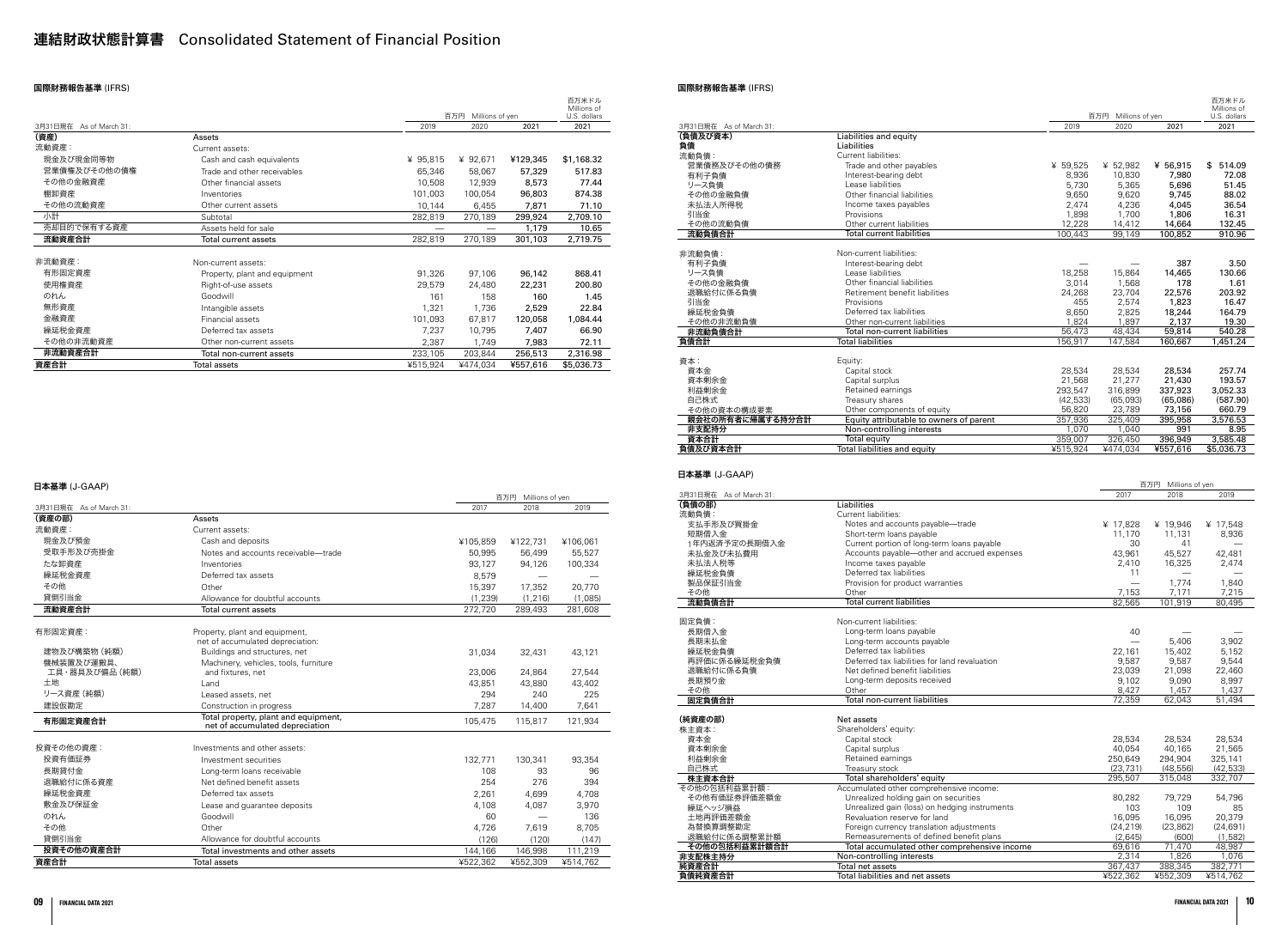# 連結財政状態計算書 Consolidated Statement of Financial Position

## 国際財務報告基準 (IFRS)

| 3月31日現在 As of March 31: | | 百万円 Millions of yen | | | 百万米ドル Millions of U.S. dollars |
|---|---|---|---|---|---|
| | | 2019 | 2020 | 2021 | 2021 |
| **(資産)** | **Assets** | | | | |
| 流動資産： | Current assets: | | | | |
| 現金及び現金同等物 | Cash and cash equivalents | ¥ 95,815 | ¥ 92,671 | ¥129,345 | $1,168.32 |
| 営業債権及びその他の債権 | Trade and other receivables | 65,346 | 58,067 | 57,329 | 517.83 |
| その他の金融資産 | Other financial assets | 10,508 | 12,939 | 8,573 | 77.44 |
| 棚卸資産 | Inventories | 101,003 | 100,054 | 96,803 | 874.38 |
| その他の流動資産 | Other current assets | 10,144 | 6,455 | 7,871 | 71.10 |
| 小計 | Subtotal | 282,819 | 270,189 | 299,924 | 2,709.10 |
| 売却目的で保有する資産 | Assets held for sale | — | — | 1,179 | 10.65 |
| **流動資産合計** | **Total current assets** | 282,819 | 270,189 | 301,103 | 2,719.75 |
| 非流動資産： | Non-current assets: | | | | |
| 有形固定資産 | Property, plant and equipment | 91,326 | 97,106 | 96,142 | 868.41 |
| 使用権資産 | Right-of-use assets | 29,579 | 24,480 | 22,231 | 200.80 |
| のれん | Goodwill | 161 | 158 | 160 | 1.45 |
| 無形資産 | Intangible assets | 1,321 | 1,736 | 2,529 | 22.84 |
| 金融資産 | Financial assets | 101,093 | 67,817 | 120,058 | 1,084.44 |
| 繰延税金資産 | Deferred tax assets | 7,237 | 10,795 | 7,407 | 66.90 |
| その他の非流動資産 | Other non-current assets | 2,387 | 1,749 | 7,983 | 72.11 |
| **非流動資産合計** | **Total non-current assets** | 233,105 | 203,844 | 256,513 | 2,316.98 |
| **資産合計** | **Total assets** | ¥515,924 | ¥474,034 | ¥557,616 | $5,036.73 |

| 3月31日現在 As of March 31: | | 百万円 Millions of yen | | | 百万米ドル Millions of U.S. dollars |
|---|---|---|---|---|---|
| | | 2019 | 2020 | 2021 | 2021 |
| **(負債及び資本)** | **Liabilities and equity** | | | | |
| **負債** | **Liabilities** | | | | |
| 流動負債： | Current liabilities: | | | | |
| 営業債務及びその他の債務 | Trade and other payables | ¥ 59,525 | ¥ 52,982 | ¥ 56,915 | $ 514.09 |
| 有利子負債 | Interest-bearing debt | 8,936 | 10,830 | 7,980 | 72.08 |
| リース負債 | Lease liabilities | 5,730 | 5,365 | 5,696 | 51.45 |
| その他の金融負債 | Other financial liabilities | 9,650 | 9,620 | 9,745 | 88.02 |
| 未払法人所得税 | Income taxes payables | 2,474 | 4,236 | 4,045 | 36.54 |
| 引当金 | Provisions | 1,898 | 1,700 | 1,806 | 16.31 |
| その他の流動負債 | Other current liabilities | 12,228 | 14,412 | 14,664 | 132.45 |
| **流動負債合計** | **Total current liabilities** | 100,443 | 99,149 | 100,852 | 910.96 |
| 非流動負債： | Non-current liabilities: | | | | |
| 有利子負債 | Interest-bearing debt | — | — | 387 | 3.50 |
| リース負債 | Lease liabilities | 18,258 | 15,864 | 14,465 | 130.66 |
| その他の金融負債 | Other financial liabilities | 3,014 | 1,568 | 178 | 1.61 |
| 退職給付に係る負債 | Retirement benefit liabilities | 24,268 | 23,704 | 22,576 | 203.92 |
| 引当金 | Provisions | 455 | 2,574 | 1,823 | 16.47 |
| 繰延税金負債 | Deferred tax liabilities | 8,650 | 2,825 | 18,244 | 164.79 |
| その他の非流動負債 | Other non-current liabilities | 1,824 | 1,897 | 2,137 | 19.30 |
| **非流動負債合計** | **Total non-current liabilities** | 56,473 | 48,434 | 59,814 | 540.28 |
| **負債合計** | **Total liabilities** | 156,917 | 147,584 | 160,667 | 1,451.24 |
| 資本： | Equity: | | | | |
| 資本金 | Capital stock | 28,534 | 28,534 | 28,534 | 257.74 |
| 資本剰余金 | Capital surplus | 21,568 | 21,277 | 21,430 | 193.57 |
| 利益剰余金 | Retained earnings | 293,547 | 316,899 | 337,923 | 3,052.33 |
| 自己株式 | Treasury shares | (42,533) | (65,093) | (65,086) | (587.90) |
| その他の資本の構成要素 | Other components of equity | 56,820 | 23,789 | 73,156 | 660.79 |
| **親会社の所有者に帰属する持分合計** | **Equity attributable to owners of parent** | 357,936 | 325,409 | 395,958 | 3,576.53 |
| **非支配持分** | **Non-controlling interests** | 1,070 | 1,040 | 991 | 8.95 |
| **資本合計** | **Total equity** | 359,007 | 326,450 | 396,949 | 3,585.48 |
| **負債及び資本合計** | **Total liabilities and equity** | ¥515,924 | ¥474,034 | ¥557,616 | $5,036.73 |

## 日本基準 (J-GAAP)

| 3月31日現在 As of March 31: | | 百万円 Millions of yen | | |
|---|---|---|---|---|
| | | 2017 | 2018 | 2019 |
| **(資産の部)** | **Assets** | | | |
| 流動資産： | Current assets: | | | |
| 現金及び預金 | Cash and deposits | ¥105,859 | ¥122,731 | ¥106,061 |
| 受取手形及び売掛金 | Notes and accounts receivable—trade | 50,995 | 56,499 | 55,527 |
| たな卸資産 | Inventories | 93,127 | 94,126 | 100,334 |
| 繰延税金資産 | Deferred tax assets | 8,579 | — | — |
| その他 | Other | 15,397 | 17,352 | 20,770 |
| 貸倒引当金 | Allowance for doubtful accounts | (1,239) | (1,216) | (1,085) |
| **流動資産合計** | **Total current assets** | 272,720 | 289,493 | 281,608 |
| 有形固定資産： | Property, plant and equipment, net of accumulated depreciation: | | | |
| 建物及び構築物（純額） | Buildings and structures, net | 31,034 | 32,431 | 43,121 |
| 機械装置及び運搬具、工具・器具及び備品（純額） | Machinery, vehicles, tools, furniture and fixtures, net | 23,006 | 24,864 | 27,544 |
| 土地 | Land | 43,851 | 43,880 | 43,402 |
| リース資産（純額） | Leased assets, net | 294 | 240 | 225 |
| 建設仮勘定 | Construction in progress | 7,287 | 14,400 | 7,641 |
| **有形固定資産合計** | **Total property, plant and equipment, net of accumulated depreciation** | 105,475 | 115,817 | 121,934 |
| 投資その他の資産： | Investments and other assets: | | | |
| 投資有価証券 | Investment securities | 132,771 | 130,341 | 93,354 |
| 長期貸付金 | Long-term loans receivable | 108 | 93 | 96 |
| 退職給付に係る資産 | Net defined benefit assets | 254 | 276 | 394 |
| 繰延税金資産 | Deferred tax assets | 2,261 | 4,699 | 4,708 |
| 敷金及び保証金 | Lease and guarantee deposits | 4,108 | 4,087 | 3,970 |
| のれん | Goodwill | 60 | — | 136 |
| その他 | Other | 4,726 | 7,619 | 8,705 |
| 貸倒引当金 | Allowance for doubtful accounts | (126) | (120) | (147) |
| **投資その他の資産合計** | **Total investments and other assets** | 144,166 | 146,998 | 111,219 |
| **資産合計** | **Total assets** | ¥522,362 | ¥552,309 | ¥514,762 |

| 3月31日現在 As of March 31: | | 百万円 Millions of yen | | |
|---|---|---|---|---|
| | | 2017 | 2018 | 2019 |
| **(負債の部)** | **Liabilities** | | | |
| 流動負債： | Current liabilities: | | | |
| 支払手形及び買掛金 | Notes and accounts payable—trade | ¥ 17,828 | ¥ 19,946 | ¥ 17,548 |
| 短期借入金 | Short-term loans payable | 11,170 | 11,131 | 8,936 |
| 1年内返済予定の長期借入金 | Current portion of long-term loans payable | 30 | 41 | — |
| 未払金及び未払費用 | Accounts payable—other and accrued expenses | 43,961 | 45,527 | 42,481 |
| 未払法人税等 | Income taxes payable | 2,410 | 16,325 | 2,474 |
| 繰延税金負債 | Deferred tax liabilities | 11 | — | — |
| 製品保証引当金 | Provision for product warranties | — | 1,774 | 1,840 |
| その他 | Other | 7,153 | 7,171 | 7,215 |
| **流動負債合計** | **Total current liabilities** | 82,565 | 101,919 | 80,495 |
| 固定負債： | Non-current liabilities: | | | |
| 長期借入金 | Long-term loans payable | 40 | — | — |
| 長期未払金 | Long-term accounts payable | — | 5,406 | 3,902 |
| 繰延税金負債 | Deferred tax liabilities | 22,161 | 15,402 | 5,152 |
| 再評価に係る繰延税金負債 | Deferred tax liabilities for land revaluation | 9,587 | 9,587 | 9,544 |
| 退職給付に係る負債 | Net defined benefit liabilities | 23,039 | 21,098 | 22,460 |
| 長期預り金 | Long-term deposits received | 9,102 | 9,090 | 8,997 |
| その他 | Other | 8,427 | 1,457 | 1,437 |
| **固定負債合計** | **Total non-current liabilities** | 72,359 | 62,043 | 51,494 |
| **(純資産の部)** | **Net assets** | | | |
| 株主資本： | Shareholders' equity: | | | |
| 資本金 | Capital stock | 28,534 | 28,534 | 28,534 |
| 資本剰余金 | Capital surplus | 40,054 | 40,165 | 21,565 |
| 利益剰余金 | Retained earnings | 250,649 | 294,904 | 325,141 |
| 自己株式 | Treasury stock | (23,731) | (48,556) | (42,533) |
| **株主資本合計** | **Total shareholders' equity** | 295,507 | 315,048 | 332,707 |
| その他の包括利益累計額： | Accumulated other comprehensive income: | | | |
| その他有価証券評価差額金 | Unrealized holding gain on securities | 80,282 | 79,729 | 54,796 |
| 繰延ヘッジ損益 | Unrealized gain (loss) on hedging instruments | 103 | 109 | 85 |
| 土地再評価差額金 | Revaluation reserve for land | 16,095 | 16,095 | 20,379 |
| 為替換算調整勘定 | Foreign currency translation adjustments | (24,219) | (23,862) | (24,691) |
| 退職給付に係る調整累計額 | Remeasurements of defined benefit plans | (2,645) | (600) | (1,582) |
| **その他の包括利益累計額合計** | **Total accumulated other comprehensive income** | 69,616 | 71,470 | 48,987 |
| **非支配株主持分** | **Non-controlling interests** | 2,314 | 1,826 | 1,076 |
| **純資産合計** | **Total net assets** | 367,437 | 388,345 | 382,771 |
| **負債純資産合計** | **Total liabilities and net assets** | ¥522,362 | ¥552,309 | ¥514,762 |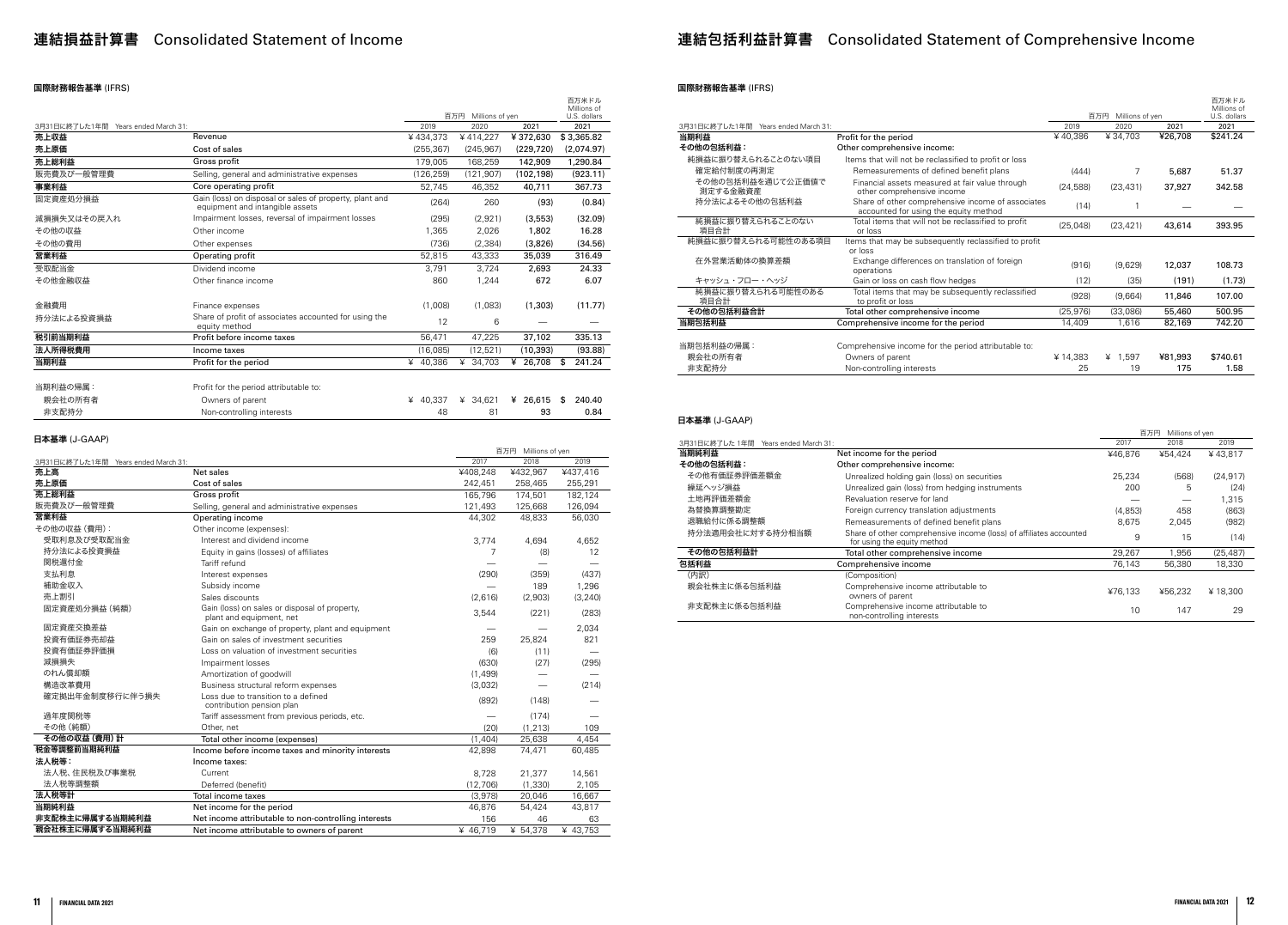# 連結損益計算書　Consolidated Statement of Income

### 国際財務報告基準 (IFRS)

| 3月31日に終了した1年間　Years ended March 31: | | 百万円　Millions of yen | | | 百万米ドル Millions of U.S. dollars |
|---|---|---|---|---|---|
| | | 2019 | 2020 | 2021 | 2021 |
| **売上収益** | Revenue | ¥434,373 | ¥414,227 | ¥372,630 | $3,365.82 |
| **売上原価** | Cost of sales | (255,367) | (245,967) | (229,720) | (2,074.97) |
| **売上総利益** | Gross profit | 179,005 | 168,259 | 142,909 | 1,290.84 |
| 販売費及び一般管理費 | Selling, general and administrative expenses | (126,259) | (121,907) | (102,198) | (923.11) |
| **事業利益** | Core operating profit | 52,745 | 46,352 | 40,711 | 367.73 |
| 固定資産処分損益 | Gain (loss) on disposal or sales of property, plant and equipment and intangible assets | (264) | 260 | (93) | (0.84) |
| 減損損失又はその戻入れ | Impairment losses, reversal of impairment losses | (295) | (2,921) | (3,553) | (32.09) |
| その他の収益 | Other income | 1,365 | 2,026 | 1,802 | 16.28 |
| その他の費用 | Other expenses | (736) | (2,384) | (3,826) | (34.56) |
| **営業利益** | Operating profit | 52,815 | 43,333 | 35,039 | 316.49 |
| 受取配当金 | Dividend income | 3,791 | 3,724 | 2,693 | 24.33 |
| その他金融収益 | Other finance income | 860 | 1,244 | 672 | 6.07 |
| 金融費用 | Finance expenses | (1,008) | (1,083) | (1,303) | (11.77) |
| 持分法による投資損益 | Share of profit of associates accounted for using the equity method | 12 | 6 | — | — |
| **税引前当期利益** | Profit before income taxes | 56,471 | 47,225 | 37,102 | 335.13 |
| **法人所得税費用** | Income taxes | (16,085) | (12,521) | (10,393) | (93.88) |
| **当期利益** | Profit for the period | ¥ 40,386 | ¥ 34,703 | ¥ 26,708 | $ 241.24 |
| 当期利益の帰属： | Profit for the period attributable to: | | | | |
| 親会社の所有者 | Owners of parent | ¥ 40,337 | ¥ 34,621 | ¥ 26,615 | $ 240.40 |
| 非支配持分 | Non-controlling interests | 48 | 81 | 93 | 0.84 |

### 日本基準 (J-GAAP)

| 3月31日に終了した1年間　Years ended March 31: | | 百万円　Millions of yen | | |
|---|---|---|---|---|
| | | 2017 | 2018 | 2019 |
| **売上高** | Net sales | ¥408,248 | ¥432,967 | ¥437,416 |
| **売上原価** | Cost of sales | 242,451 | 258,465 | 255,291 |
| **売上総利益** | Gross profit | 165,796 | 174,501 | 182,124 |
| 販売費及び一般管理費 | Selling, general and administrative expenses | 121,493 | 125,668 | 126,094 |
| **営業利益** | Operating income | 44,302 | 48,833 | 56,030 |
| その他の収益（費用）: | Other income (expenses): | | | |
| 受取利息及び受取配当金 | Interest and dividend income | 3,774 | 4,694 | 4,652 |
| 持分法による投資損益 | Equity in gains (losses) of affiliates | 7 | (8) | 12 |
| 関税還付金 | Tariff refund | — | — | — |
| 支払利息 | Interest expenses | (290) | (359) | (437) |
| 補助金収入 | Subsidy income | — | 189 | 1,296 |
| 売上割引 | Sales discounts | (2,616) | (2,903) | (3,240) |
| 固定資産処分損益（純額） | Gain (loss) on sales or disposal of property, plant and equipment, net | 3,544 | (221) | (283) |
| 固定資産交換差益 | Gain on exchange of property, plant and equipment | — | — | 2,034 |
| 投資有価証券売却益 | Gain on sales of investment securities | 259 | 25,824 | 821 |
| 投資有価証券評価損 | Loss on valuation of investment securities | (6) | (11) | — |
| 減損損失 | Impairment losses | (630) | (27) | (295) |
| のれん償却額 | Amortization of goodwill | (1,499) | — | — |
| 構造改革費用 | Business structural reform expenses | (3,032) | — | (214) |
| 確定拠出年金制度移行に伴う損失 | Loss due to transition to a defined contribution pension plan | (892) | (148) | — |
| 過年度関税等 | Tariff assessment from previous periods, etc. | — | (174) | — |
| その他（純額） | Other, net | (20) | (1,213) | 109 |
| **その他の収益（費用）計** | Total other income (expenses) | (1,404) | 25,638 | 4,454 |
| **税金等調整前当期純利益** | Income before income taxes and minority interests | 42,898 | 74,471 | 60,485 |
| **法人税等：** | Income taxes: | | | |
| 法人税、住民税及び事業税 | Current | 8,728 | 21,377 | 14,561 |
| 法人税等調整額 | Deferred (benefit) | (12,706) | (1,330) | 2,105 |
| **法人税等計** | Total income taxes | (3,978) | 20,046 | 16,667 |
| **当期純利益** | Net income for the period | 46,876 | 54,424 | 43,817 |
| **非支配株主に帰属する当期純利益** | Net income attributable to non-controlling interests | 156 | 46 | 63 |
| **親会社株主に帰属する当期純利益** | Net income attributable to owners of parent | ¥ 46,719 | ¥ 54,378 | ¥ 43,753 |

# 連結包括利益計算書　Consolidated Statement of Comprehensive Income

### 国際財務報告基準 (IFRS)

| 3月31日に終了した1年間　Years ended March 31: | | 百万円　Millions of yen | | | 百万米ドル Millions of U.S. dollars |
|---|---|---|---|---|---|
| | | 2019 | 2020 | 2021 | 2021 |
| **当期利益** | Profit for the period | ¥40,386 | ¥34,703 | ¥26,708 | $241.24 |
| **その他の包括利益：** | Other comprehensive income: | | | | |
| 純損益に振り替えられることのない項目 | Items that will not be reclassified to profit or loss | | | | |
| 確定給付制度の再測定 | Remeasurements of defined benefit plans | (444) | 7 | 5,687 | 51.37 |
| その他の包括利益を通じて公正価値で測定する金融資産 | Financial assets measured at fair value through other comprehensive income | (24,588) | (23,431) | 37,927 | 342.58 |
| 持分法によるその他の包括利益 | Share of other comprehensive income of associates accounted for using the equity method | (14) | 1 | — | — |
| 純損益に振り替えられることのない項目合計 | Total items that will not be reclassified to profit or loss | (25,048) | (23,421) | 43,614 | 393.95 |
| 純損益に振り替えられる可能性のある項目 | Items that may be subsequently reclassified to profit or loss | | | | |
| 在外営業活動体の換算差額 | Exchange differences on translation of foreign operations | (916) | (9,629) | 12,037 | 108.73 |
| キャッシュ・フロー・ヘッジ | Gain or loss on cash flow hedges | (12) | (35) | (191) | (1.73) |
| 純損益に振り替えられる可能性のある項目合計 | Total items that may be subsequently reclassified to profit or loss | (928) | (9,664) | 11,846 | 107.00 |
| **その他の包括利益合計** | Total other comprehensive income | (25,976) | (33,086) | 55,460 | 500.95 |
| **当期包括利益** | Comprehensive income for the period | 14,409 | 1,616 | 82,169 | 742.20 |
| 当期包括利益の帰属： | Comprehensive income for the period attributable to: | | | | |
| 親会社の所有者 | Owners of parent | ¥14,383 | ¥ 1,597 | ¥81,993 | $740.61 |
| 非支配持分 | Non-controlling interests | 25 | 19 | 175 | 1.58 |

### 日本基準 (J-GAAP)

| 3月31日に終了した1年間　Years ended March 31: | | 百万円　Millions of yen | | |
|---|---|---|---|---|
| | | 2017 | 2018 | 2019 |
| **当期純利益** | Net income for the period | ¥46,876 | ¥54,424 | ¥43,817 |
| **その他の包括利益：** | Other comprehensive income: | | | |
| その他有価証券評価差額金 | Unrealized holding gain (loss) on securities | 25,234 | (568) | (24,917) |
| 繰延ヘッジ損益 | Unrealized gain (loss) from hedging instruments | 200 | 5 | (24) |
| 土地再評価差額金 | Revaluation reserve for land | — | — | 1,315 |
| 為替換算調整勘定 | Foreign currency translation adjustments | (4,853) | 458 | (863) |
| 退職給付に係る調整額 | Remeasurements of defined benefit plans | 8,675 | 2,045 | (982) |
| 持分法適用会社に対する持分相当額 | Share of other comprehensive income (loss) of affiliates accounted for using the equity method | 9 | 15 | (14) |
| **その他の包括利益計** | Total other comprehensive income | 29,267 | 1,956 | (25,487) |
| **包括利益** | Comprehensive income | 76,143 | 56,380 | 18,330 |
| (内訳) | (Composition) | | | |
| 親会社株主に係る包括利益 | Comprehensive income attributable to owners of parent | ¥76,133 | ¥56,232 | ¥18,300 |
| 非支配株主に係る包括利益 | Comprehensive income attributable to non-controlling interests | 10 | 147 | 29 |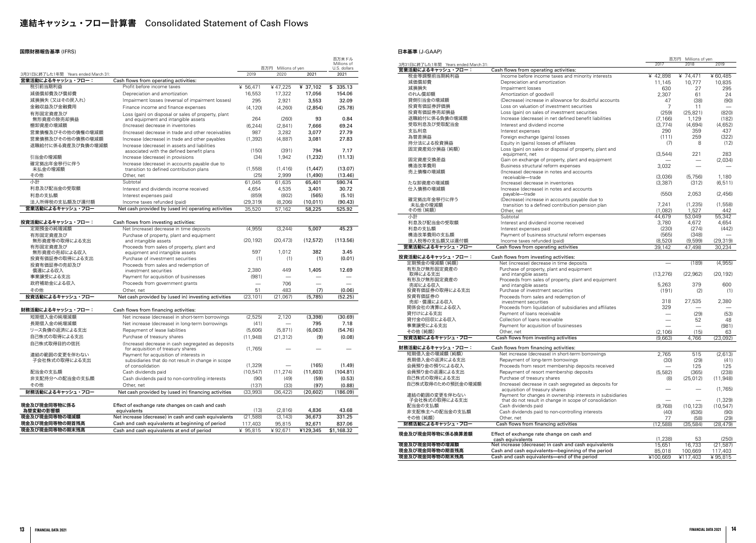# 連結キャッシュ・フロー計算書　Consolidated Statement of Cash Flows

## 国際財務報告基準 (IFRS)

| 3月31日に終了した1年間 Years ended March 31: | | 百万円 Millions of yen 2019 | 2020 | 2021 | 百万米ドル Millions of U.S. dollars 2021 |
|---|---|---|---|---|---|
| **営業活動によるキャッシュ・フロー：** | Cash flows from operating activities: | | | | |
| 税引前当期利益 | Profit before income taxes | ¥ 56,471 | ¥ 47,225 | ¥ 37,102 | $ 335.13 |
| 減価償却費及び償却費 | Depreciation and amortization | 16,553 | 17,322 | 17,056 | 154.06 |
| 減損損失（又はその戻入れ） | Impairment losses (reversal of impairment losses) | 295 | 2,921 | 3,553 | 32.09 |
| 金融収益及び金融費用 | Finance income and finance expenses | (4,120) | (4,260) | (2,854) | (25.78) |
| 有形固定資産及び無形資産の除売却損益 | Loss (gain) on disposal or sales of property, plant and equipment and intangible assets | 264 | (260) | 93 | 0.84 |
| 棚卸資産の増減額 | (Increase) decrease in inventories | (6,244) | (2,841) | 7,666 | 69.24 |
| 営業債権及びその他の債権の増減額 | (Increase) decrease in trade and other receivables | 987 | 3,282 | 3,077 | 27.79 |
| 営業債務及びその他の債務の増減額 | Increase (decrease) in trade and other payables | (1,392) | (4,887) | 3,081 | 27.83 |
| 退職給付に係る資産及び負債の増減額 | Increase (decrease) in assets and liabilities associated with the defined benefit plans | (150) | (391) | 794 | 7.17 |
| 引当金の増減額 | Increase (decrease) in provisions | (34) | 1,942 | (1,232) | (11.13) |
| 確定拠出年金移行に伴う未払金の増減額 | Increase (decrease) in accounts payable due to transition to defined contribution plans | (1,558) | (1,416) | (1,447) | (13.07) |
| その他 | Other, net | (25) | 2,999 | (1,490) | (13.46) |
| 小計 | Subtotal | 61,045 | 61,635 | 65,401 | 590.74 |
| 利息及び配当金の受取額 | Interest and dividends income received | 4,654 | 4,535 | 3,401 | 30.72 |
| 利息の支払額 | Interest expenses paid | (859) | (802) | (565) | (5.10) |
| 法人所得税の支払額及び還付額 | Income taxes refunded (paid) | (29,319) | (8,206) | (10,011) | (90.43) |
| **営業活動によるキャッシュ・フロー** | Net cash provided by (used in) operating activities | 35,520 | 57,162 | 58,225 | 525.92 |
| **投資活動によるキャッシュ・フロー：** | Cash flows from investing activities: | | | | |
| 定期預金の純増減額 | Net (increase) decrease in time deposits | (4,955) | (3,244) | 5,007 | 45.23 |
| 有形固定資産及び無形資産等の取得による支出 | Purchase of property, plant and equipment and intangible assets | (20,192) | (20,473) | (12,572) | (113.56) |
| 有形固定資産及び無形資産の売却による収入 | Proceeds from sales of property, plant and equipment and intangible assets | 597 | 1,012 | 382 | 3.45 |
| 投資有価証券の取得による支出 | Purchase of investment securities | (1) | (1) | (1) | (0.01) |
| 投資有価証券の売却及び償還による収入 | Proceeds from sales and redemption of investment securities | 2,380 | 449 | 1,405 | 12.69 |
| 事業譲受による支出 | Payment for acquisition of businesses | (981) | — | — | — |
| 政府補助金による収入 | Proceeds from government grants | — | 706 | — | — |
| その他 | Other, net | 51 | 483 | (7) | (0.06) |
| **投資活動によるキャッシュ・フロー** | Net cash provided by (used in) investing activities | (23,101) | (21,067) | (5,785) | (52.25) |
| **財務活動によるキャッシュ・フロー：** | Cash flows from financing activities: | | | | |
| 短期借入金の純増減額 | Net increase (decrease) in short-term borrowings | (2,525) | 2,120 | (3,398) | (30.69) |
| 長期借入金の純増減額 | Net increase (decrease) in long-term borrowings | (41) | — | 795 | 7.18 |
| リース負債の返済による支出 | Repayment of lease liabilities | (5,606) | (5,871) | (6,063) | (54.76) |
| 自己株式の取得による支出 | Purchase of treasury shares | (11,948) | (21,312) | (9) | (0.08) |
| 自己株式取得目的の信託 | (Increase) decrease in cash segregated as deposits for acquisition of treasury shares | (1,765) | — | — | — |
| 連結の範囲の変更を伴わない子会社株式の取得による支出 | Payment for acquisition of interests in subsidiaries that do not result in change in scope of consolidation | (1,329) | — | (165) | (1.49) |
| 配当金の支払額 | Cash dividends paid | (10,547) | (11,274) | (11,603) | (104.81) |
| 非支配持分への配当金の支払額 | Cash dividends paid to non-controlling interests | (90) | (49) | (59) | (0.53) |
| その他 | Other, net | (137) | (33) | (97) | (0.88) |
| **財務活動によるキャッシュ・フロー** | Net cash provided by (used in) financing activities | (33,993) | (36,422) | (20,602) | (186.09) |
| **現金及び現金同等物に係る為替変動の影響額** | Effect of exchange rate changes on cash and cash equivalents | (13) | (2,816) | 4,836 | 43.68 |
| **現金及び現金同等物の増減額** | Net increase (decrease) in cash and cash equivalents | (21,588) | (3,143) | 36,673 | 331.25 |
| **現金及び現金同等物の期首残高** | Cash and cash equivalents at beginning of period | 117,403 | 95,815 | 92,671 | 837.06 |
| **現金及び現金同等物の期末残高** | Cash and cash equivalents at end of period | ¥ 95,815 | ¥ 92,671 | ¥129,345 | $1,168.32 |

## 日本基準 (J-GAAP)

| 3月31日に終了した1年間 Years ended March 31: | | 百万円 Millions of yen 2017 | 2018 | 2019 |
|---|---|---|---|---|
| **営業活動によるキャッシュ・フロー：** | Cash flows from operating activities: | | | |
| 税金等調整前当期純利益 | Income before income taxes and minority interests | ¥ 42,898 | ¥ 74,471 | ¥ 60,485 |
| 減価償却費 | Depreciation and amortization | 11,145 | 10,777 | 10,835 |
| 減損損失 | Impairment losses | 630 | 27 | 295 |
| のれん償却額 | Amortization of goodwill | 2,307 | 61 | 24 |
| 貸倒引当金の増減額 | (Decrease) increase in allowance for doubtful accounts | 47 | (38) | (90) |
| 投資有価証券評価損 | Loss on valuation of investment securities | 7 | 11 | — |
| 投資有価証券売却損益 | Loss (gain) on sales of investment securities | (259) | (25,821) | (820) |
| 退職給付に係る負債の増減額 | Increase (decrease) in net defined benefit liabilities | (7,166) | 1,129 | (182) |
| 受取利息及び受取配当金 | Interest and dividend income | (3,774) | (4,694) | (4,652) |
| 支払利息 | Interest expenses | 290 | 359 | 437 |
| 為替差損益 | Foreign exchange (gains) losses | (111) | 259 | (322) |
| 持分法による投資損益 | Equity in (gains) losses of affiliates | (7) | 8 | (12) |
| 固定資産処分損益（純額） | Loss (gain) on sales or disposal of property, plant and equipment, net | (3,544) | 221 | 283 |
| 固定資産交換差益 | Gain on exchange of property, plant and equipment | — | — | (2,034) |
| 構造改革費用 | Business structural reform expenses | 3,032 | — | — |
| 売上債権の増減額 | (Increase) decrease in notes and accounts receivable—trade | (3,036) | (5,756) | 1,180 |
| たな卸資産の増減額 | (Increase) decrease in inventories | (3,387) | (312) | (6,511) |
| 仕入債務の増減額 | Increase (decrease) in notes and accounts payable—trade | (550) | 2,053 | (2,456) |
| 確定拠出年金移行に伴う未払金の増減額 | (Decrease) increase in accounts payable due to transition to a defined contribution pension plan | 7,241 | (1,235) | (1,558) |
| その他（純額） | Other, net | (1,082) | 1,527 | 442 |
| 小計 | Subtotal | 44,679 | 53,049 | 55,342 |
| 利息及び配当金の受取額 | Interest and dividend income received | 3,780 | 4,672 | 4,654 |
| 利息の支払額 | Interest expenses paid | (230) | (274) | (442) |
| 構造改革費用の支払額 | Payment of business structural reform expenses | (565) | (348) | — |
| 法人税等の支払額又は還付額 | Income taxes refunded (paid) | (8,520) | (9,599) | (29,319) |
| **営業活動によるキャッシュ・フロー** | Cash flows from operating activities | 39,142 | 47,498 | 30,234 |
| **投資活動によるキャッシュ・フロー：** | Cash flows from investing activities: | | | |
| 定期預金の増減額（純額） | Net (increase) decrease in time deposits | — | (189) | (4,955) |
| 有形及び無形固定資産の取得による支出 | Purchase of property, plant and equipment and intangible assets | (13,276) | (22,962) | (20,192) |
| 有形及び無形固定資産の売却による収入 | Proceeds from sales of property, plant and equipment and intangible assets | 5,263 | 379 | 600 |
| 投資有価証券の取得による支出 | Purchase of investment securities | (191) | (2) | (1) |
| 投資有価証券の売却・償還による収入 | Proceeds from sales and redemption of investment securities | 318 | 27,535 | 2,380 |
| 関係会社の清算による収入 | Proceeds from liquidation of subsidiaries and affiliates | 329 | — | — |
| 貸付けによる支出 | Payment of loans receivable | — | (29) | (53) |
| 貸付金の回収による収入 | Collection of loans receivable | — | 52 | 48 |
| 事業譲受による支出 | Payment for acquisition of businesses | — | — | (981) |
| その他（純額） | Other, net | (2,106) | (15) | 63 |
| **投資活動によるキャッシュ・フロー** | Cash flows from investing activities | (9,663) | 4,766 | (23,092) |
| **財務活動によるキャッシュ・フロー：** | Cash flows from financing activities: | | | |
| 短期借入金の増減額（純額） | Net increase (decrease) in short-term borrowings | 2,765 | 515 | (2,613) |
| 長期借入金の返済による支出 | Repayment of long-term borrowings | (30) | (29) | (41) |
| 会員預り金の預りによる収入 | Proceeds from resort membership deposits received | — | 125 | 125 |
| 会員預り金の返還による支出 | Repayment of resort membership deposits | (5,582) | (365) | (238) |
| 自己株式の取得による支出 | Purchase of treasury shares | (8) | (25,012) | (11,948) |
| 自己株式取得のための預託金の増減額 | (Increase) decrease in cash segregated as deposits for acquisition of treasury shares | — | — | (1,765) |
| 連結の範囲の変更を伴わない子会社株式の取得による支出 | Payment for changes in ownership interests in subsidiaries that do not result in change in scope of consolidation | — | — | (1,329) |
| 配当金の支払額 | Cash dividends paid | (9,768) | (10,123) | (10,547) |
| 非支配株主への配当金の支払額 | Cash dividends paid to non-controlling interests | (40) | (636) | (90) |
| その他（純額） | Other, net | 77 | (58) | (29) |
| **財務活動によるキャッシュ・フロー** | Cash flows from financing activities | (12,588) | (35,584) | (28,479) |
| **現金及び現金同等物に係る換算差額** | Effect of exchange rate change on cash and cash equivalents | (1,238) | 53 | (250) |
| **現金及び現金同等物の増減額** | Net increase (decrease) in cash and cash equivalents | 15,651 | 16,733 | (21,587) |
| **現金及び現金同等物の期首残高** | Cash and cash equivalents—beginning of the period | 85,018 | 100,669 | 117,403 |
| **現金及び現金同等物の期末残高** | Cash and cash equivalents—end of the period | ¥100,669 | ¥117,403 | ¥ 95,815 |